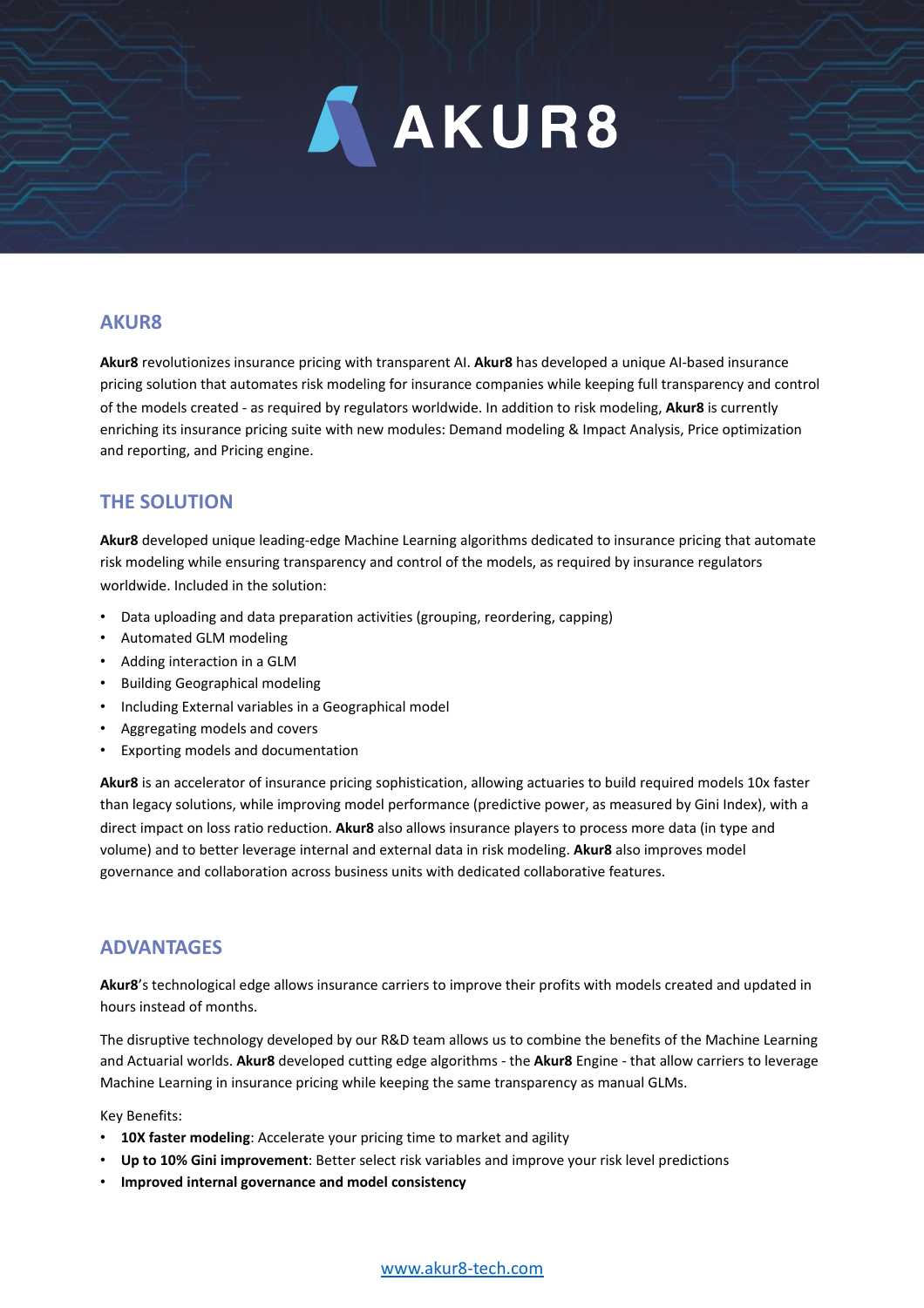# AKUR8

## AKUR8

**Akur8** revolutionizes insurance pricing with transparent AI. **Akur8** has developed a unique AI-based insurance pricing solution that automates risk modeling for insurance companies while keeping full transparency and control of the models created - as required by regulators worldwide. In addition to risk modeling, **Akur8** is currently enriching its insurance pricing suite with new modules: Demand modeling & Impact Analysis, Price optimization and reporting, and Pricing engine.

## THE SOLUTION

**Akur8** developed unique leading-edge Machine Learning algorithms dedicated to insurance pricing that automate risk modeling while ensuring transparency and control of the models, as required by insurance regulators worldwide. Included in the solution:

- Data uploading and data preparation activities (grouping, reordering, capping)
- Automated GLM modeling
- Adding interaction in a GLM
- Building Geographical modeling
- Including External variables in a Geographical model
- Aggregating models and covers
- Exporting models and documentation

**Akur8** is an accelerator of insurance pricing sophistication, allowing actuaries to build required models 10x faster than legacy solutions, while improving model performance (predictive power, as measured by Gini Index), with a direct impact on loss ratio reduction. **Akur8** also allows insurance players to process more data (in type and volume) and to better leverage internal and external data in risk modeling. **Akur8** also improves model governance and collaboration across business units with dedicated collaborative features.

## ADVANTAGES

**Akur8**'s technological edge allows insurance carriers to improve their profits with models created and updated in hours instead of months.

The disruptive technology developed by our R&D team allows us to combine the benefits of the Machine Learning and Actuarial worlds. **Akur8** developed cutting edge algorithms - the **Akur8** Engine - that allow carriers to leverage Machine Learning in insurance pricing while keeping the same transparency as manual GLMs.

Key Benefits:

- **10X faster modeling**: Accelerate your pricing time to market and agility
- **Up to 10% Gini improvement**: Better select risk variables and improve your risk level predictions
- **Improved internal governance and model consistency**

www.akur8-tech.com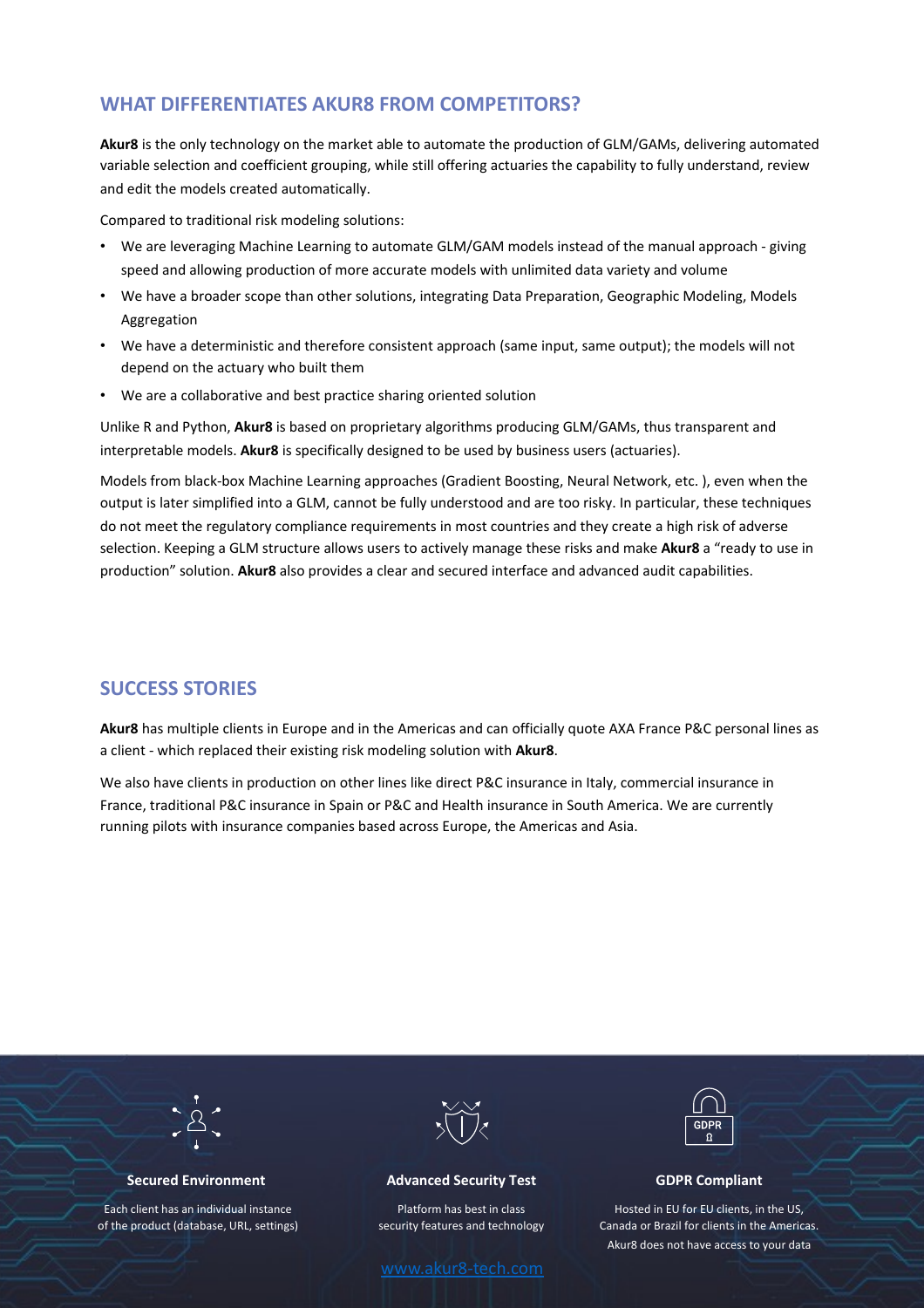## WHAT DIFFERENTIATES AKUR8 FROM COMPETITORS?

**Akur8** is the only technology on the market able to automate the production of GLM/GAMs, delivering automated variable selection and coefficient grouping, while still offering actuaries the capability to fully understand, review and edit the models created automatically.

Compared to traditional risk modeling solutions:

- We are leveraging Machine Learning to automate GLM/GAM models instead of the manual approach - giving speed and allowing production of more accurate models with unlimited data variety and volume
- We have a broader scope than other solutions, integrating Data Preparation, Geographic Modeling, Models Aggregation
- We have a deterministic and therefore consistent approach (same input, same output); the models will not depend on the actuary who built them
- We are a collaborative and best practice sharing oriented solution

Unlike R and Python, **Akur8** is based on proprietary algorithms producing GLM/GAMs, thus transparent and interpretable models. **Akur8** is specifically designed to be used by business users (actuaries).

Models from black-box Machine Learning approaches (Gradient Boosting, Neural Network, etc. ), even when the output is later simplified into a GLM, cannot be fully understood and are too risky. In particular, these techniques do not meet the regulatory compliance requirements in most countries and they create a high risk of adverse selection. Keeping a GLM structure allows users to actively manage these risks and make **Akur8** a "ready to use in production" solution. **Akur8** also provides a clear and secured interface and advanced audit capabilities.

## SUCCESS STORIES

**Akur8** has multiple clients in Europe and in the Americas and can officially quote AXA France P&C personal lines as a client - which replaced their existing risk modeling solution with **Akur8**.

We also have clients in production on other lines like direct P&C insurance in Italy, commercial insurance in France, traditional P&C insurance in Spain or P&C and Health insurance in South America. We are currently running pilots with insurance companies based across Europe, the Americas and Asia.

**Secured Environment**

Each client has an individual instance of the product (database, URL, settings)

**Advanced Security Test**

Platform has best in class security features and technology

**GDPR Compliant**

Hosted in EU for EU clients, in the US, Canada or Brazil for clients in the Americas. Akur8 does not have access to your data

www.akur8-tech.com